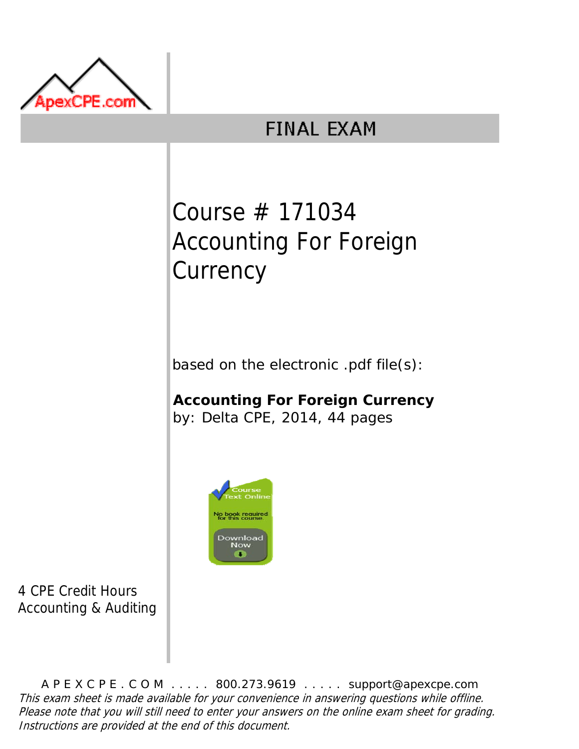ApexCPE.com

# FINAL EXAM

## Course # 171034 Accounting For Foreign Currency

based on the electronic .pdf file(s):

**Accounting For Foreign Currency**
by: Delta CPE, 2014, 44 pages

Course Text Online
No book required for this course.
Download Now

4 CPE Credit Hours
Accounting & Auditing

A P E X C P E . C O M . . . . . 800.273.9619 . . . . . support@apexcpe.com

*This exam sheet is made available for your convenience in answering questions while offline. Please note that you will still need to enter your answers on the online exam sheet for grading. Instructions are provided at the end of this document.*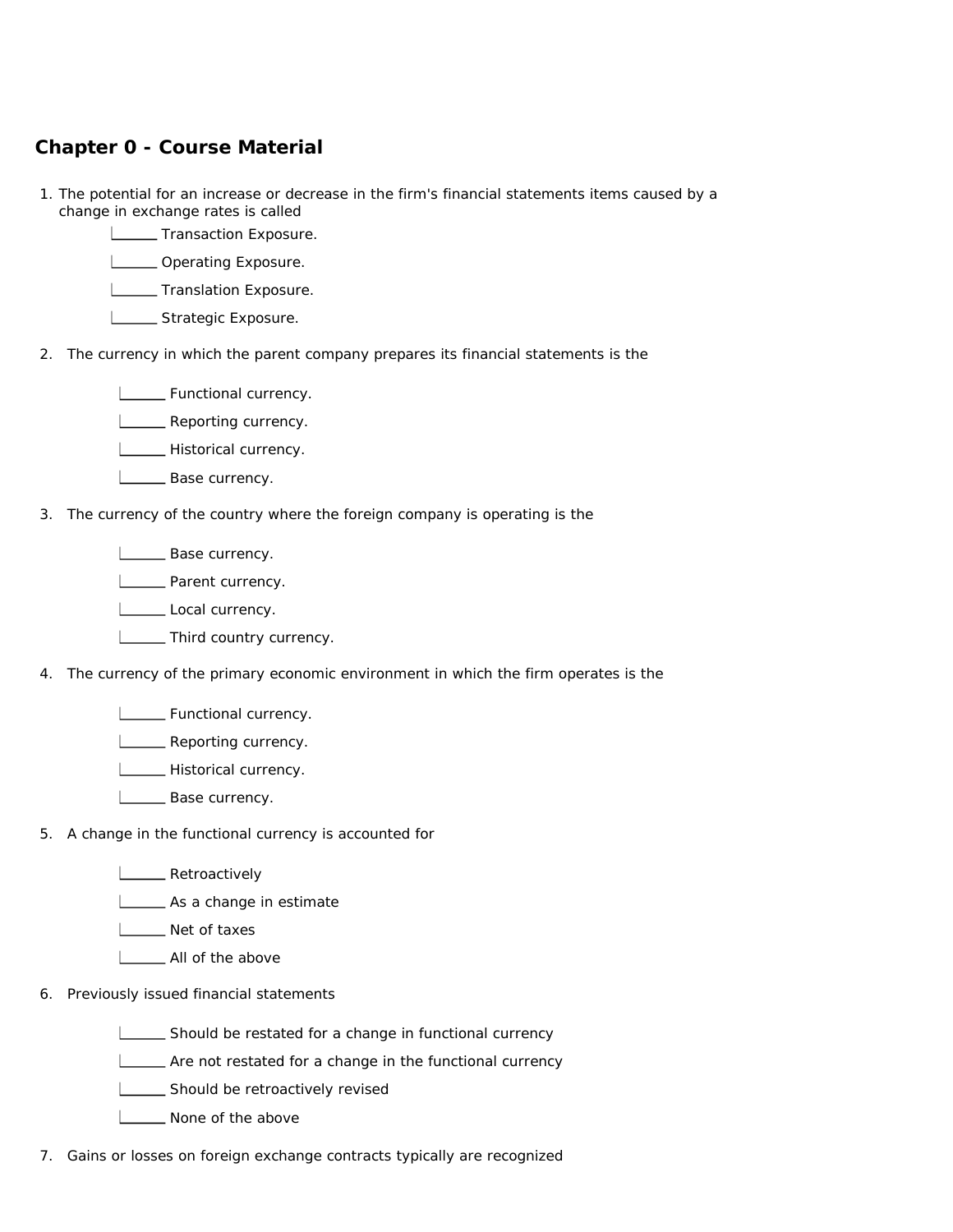## Chapter 0 - Course Material

1. The potential for an increase or decrease in the firm's financial statements items caused by a change in exchange rates is called

   ______ Transaction Exposure.

   ______ Operating Exposure.

   ______ Translation Exposure.

   ______ Strategic Exposure.

2. The currency in which the parent company prepares its financial statements is the

   ______ Functional currency.

   ______ Reporting currency.

   ______ Historical currency.

   ______ Base currency.

3. The currency of the country where the foreign company is operating is the

   ______ Base currency.

   ______ Parent currency.

   ______ Local currency.

   ______ Third country currency.

4. The currency of the primary economic environment in which the firm operates is the

   ______ Functional currency.

   ______ Reporting currency.

   ______ Historical currency.

   ______ Base currency.

5. A change in the functional currency is accounted for

   ______ Retroactively

   ______ As a change in estimate

   ______ Net of taxes

   ______ All of the above

6. Previously issued financial statements

   ______ Should be restated for a change in functional currency

   ______ Are not restated for a change in the functional currency

   ______ Should be retroactively revised

   ______ None of the above

7. Gains or losses on foreign exchange contracts typically are recognized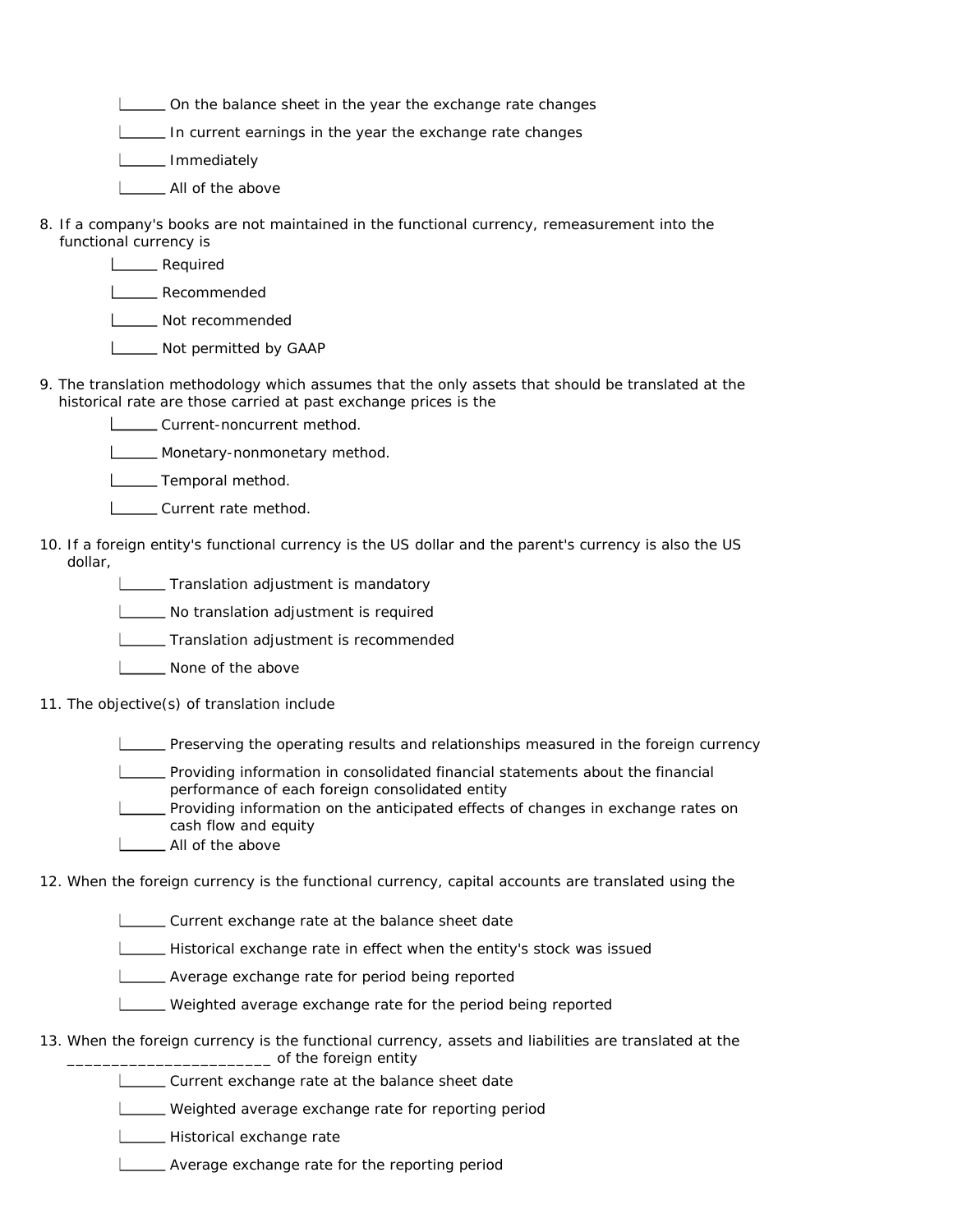______ On the balance sheet in the year the exchange rate changes

______ In current earnings in the year the exchange rate changes

______ Immediately

______ All of the above

8. If a company's books are not maintained in the functional currency, remeasurement into the functional currency is

   ______ Required

   ______ Recommended

   ______ Not recommended

   ______ Not permitted by GAAP

9. The translation methodology which assumes that the only assets that should be translated at the historical rate are those carried at past exchange prices is the

   ______ Current-noncurrent method.

   ______ Monetary-nonmonetary method.

   ______ Temporal method.

   ______ Current rate method.

10. If a foreign entity's functional currency is the US dollar and the parent's currency is also the US dollar,

    ______ Translation adjustment is mandatory

    ______ No translation adjustment is required

    ______ Translation adjustment is recommended

    ______ None of the above

11. The objective(s) of translation include

    ______ Preserving the operating results and relationships measured in the foreign currency

    ______ Providing information in consolidated financial statements about the financial performance of each foreign consolidated entity

    ______ Providing information on the anticipated effects of changes in exchange rates on cash flow and equity

    ______ All of the above

12. When the foreign currency is the functional currency, capital accounts are translated using the

    ______ Current exchange rate at the balance sheet date

    ______ Historical exchange rate in effect when the entity's stock was issued

    ______ Average exchange rate for period being reported

    ______ Weighted average exchange rate for the period being reported

13. When the foreign currency is the functional currency, assets and liabilities are translated at the ________________________ of the foreign entity

    ______ Current exchange rate at the balance sheet date

    ______ Weighted average exchange rate for reporting period

    ______ Historical exchange rate

    ______ Average exchange rate for the reporting period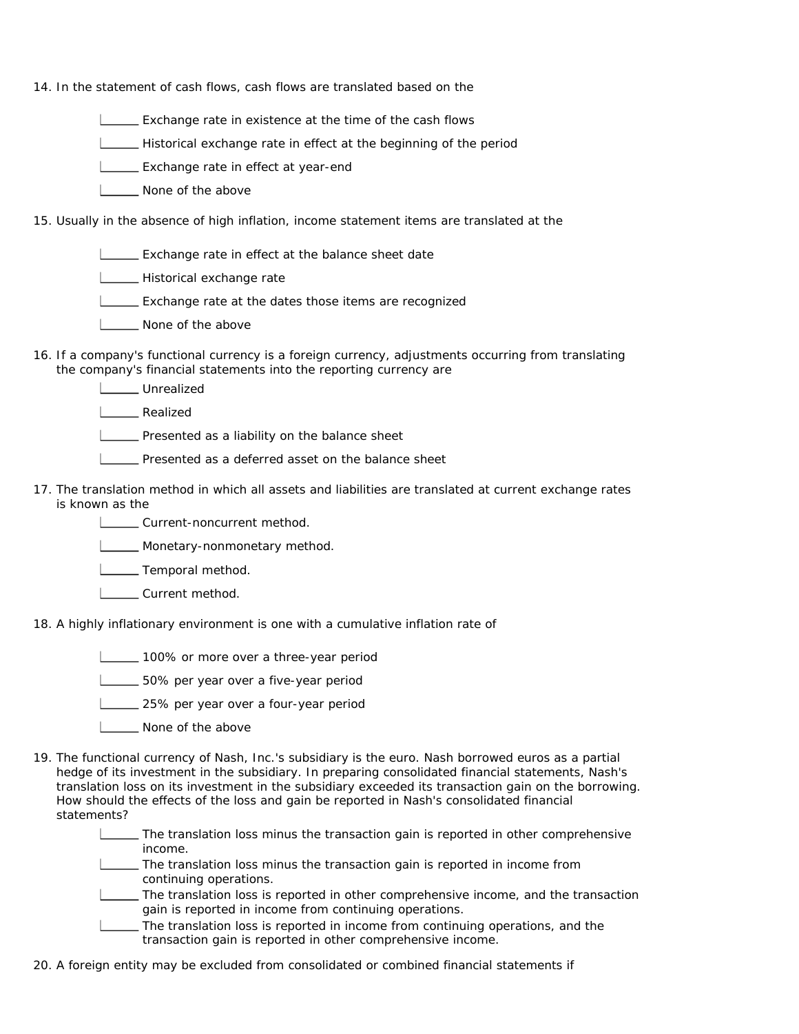14. In the statement of cash flows, cash flows are translated based on the

    - ______ Exchange rate in existence at the time of the cash flows
    - ______ Historical exchange rate in effect at the beginning of the period
    - ______ Exchange rate in effect at year-end
    - ______ None of the above

15. Usually in the absence of high inflation, income statement items are translated at the

    - ______ Exchange rate in effect at the balance sheet date
    - ______ Historical exchange rate
    - ______ Exchange rate at the dates those items are recognized
    - ______ None of the above

16. If a company's functional currency is a foreign currency, adjustments occurring from translating the company's financial statements into the reporting currency are

    - ______ Unrealized
    - ______ Realized
    - ______ Presented as a liability on the balance sheet
    - ______ Presented as a deferred asset on the balance sheet

17. The translation method in which all assets and liabilities are translated at current exchange rates is known as the

    - ______ Current-noncurrent method.
    - ______ Monetary-nonmonetary method.
    - ______ Temporal method.
    - ______ Current method.

18. A highly inflationary environment is one with a cumulative inflation rate of

    - ______ 100% or more over a three-year period
    - ______ 50% per year over a five-year period
    - ______ 25% per year over a four-year period
    - ______ None of the above

19. The functional currency of Nash, Inc.'s subsidiary is the euro. Nash borrowed euros as a partial hedge of its investment in the subsidiary. In preparing consolidated financial statements, Nash's translation loss on its investment in the subsidiary exceeded its transaction gain on the borrowing. How should the effects of the loss and gain be reported in Nash's consolidated financial statements?

    - ______ The translation loss minus the transaction gain is reported in other comprehensive income.
    - ______ The translation loss minus the transaction gain is reported in income from continuing operations.
    - ______ The translation loss is reported in other comprehensive income, and the transaction gain is reported in income from continuing operations.
    - ______ The translation loss is reported in income from continuing operations, and the transaction gain is reported in other comprehensive income.

20. A foreign entity may be excluded from consolidated or combined financial statements if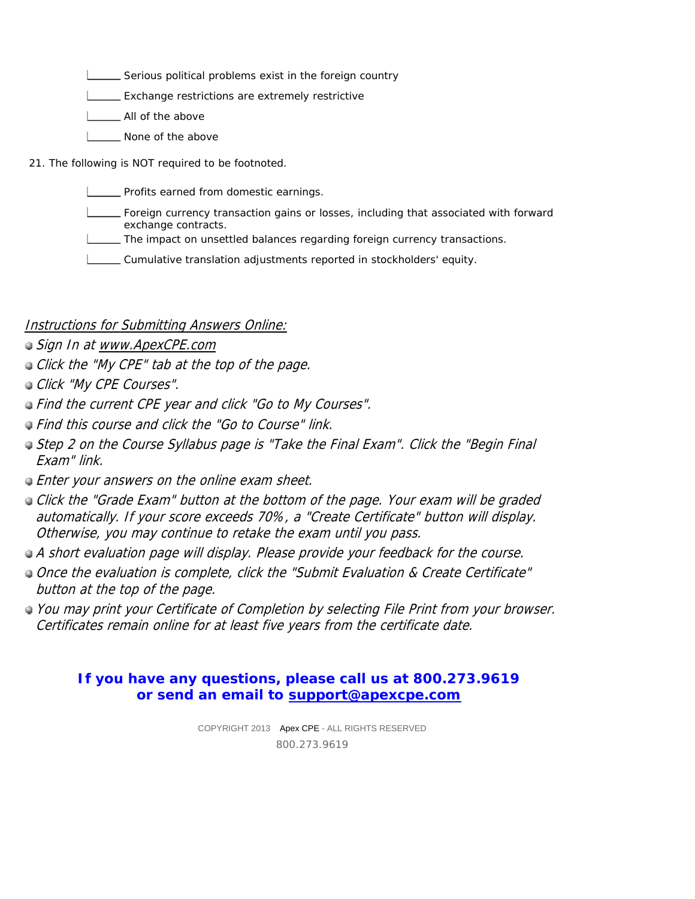- ______ Serious political problems exist in the foreign country
- ______ Exchange restrictions are extremely restrictive
- ______ All of the above
- ______ None of the above

21. The following is NOT required to be footnoted.

- ______ Profits earned from domestic earnings.
- ______ Foreign currency transaction gains or losses, including that associated with forward exchange contracts.
- ______ The impact on unsettled balances regarding foreign currency transactions.
- ______ Cumulative translation adjustments reported in stockholders' equity.

*Instructions for Submitting Answers Online:*

- *Sign In at www.ApexCPE.com*
- *Click the "My CPE" tab at the top of the page.*
- *Click "My CPE Courses".*
- *Find the current CPE year and click "Go to My Courses".*
- *Find this course and click the "Go to Course" link.*
- *Step 2 on the Course Syllabus page is "Take the Final Exam". Click the "Begin Final Exam" link.*
- *Enter your answers on the online exam sheet.*
- *Click the "Grade Exam" button at the bottom of the page. Your exam will be graded automatically. If your score exceeds 70%, a "Create Certificate" button will display. Otherwise, you may continue to retake the exam until you pass.*
- *A short evaluation page will display. Please provide your feedback for the course.*
- *Once the evaluation is complete, click the "Submit Evaluation & Create Certificate" button at the top of the page.*
- *You may print your Certificate of Completion by selecting File Print from your browser. Certificates remain online for at least five years from the certificate date.*

**If you have any questions, please call us at 800.273.9619 or send an email to support@apexcpe.com**

COPYRIGHT 2013 Apex CPE - ALL RIGHTS RESERVED

800.273.9619